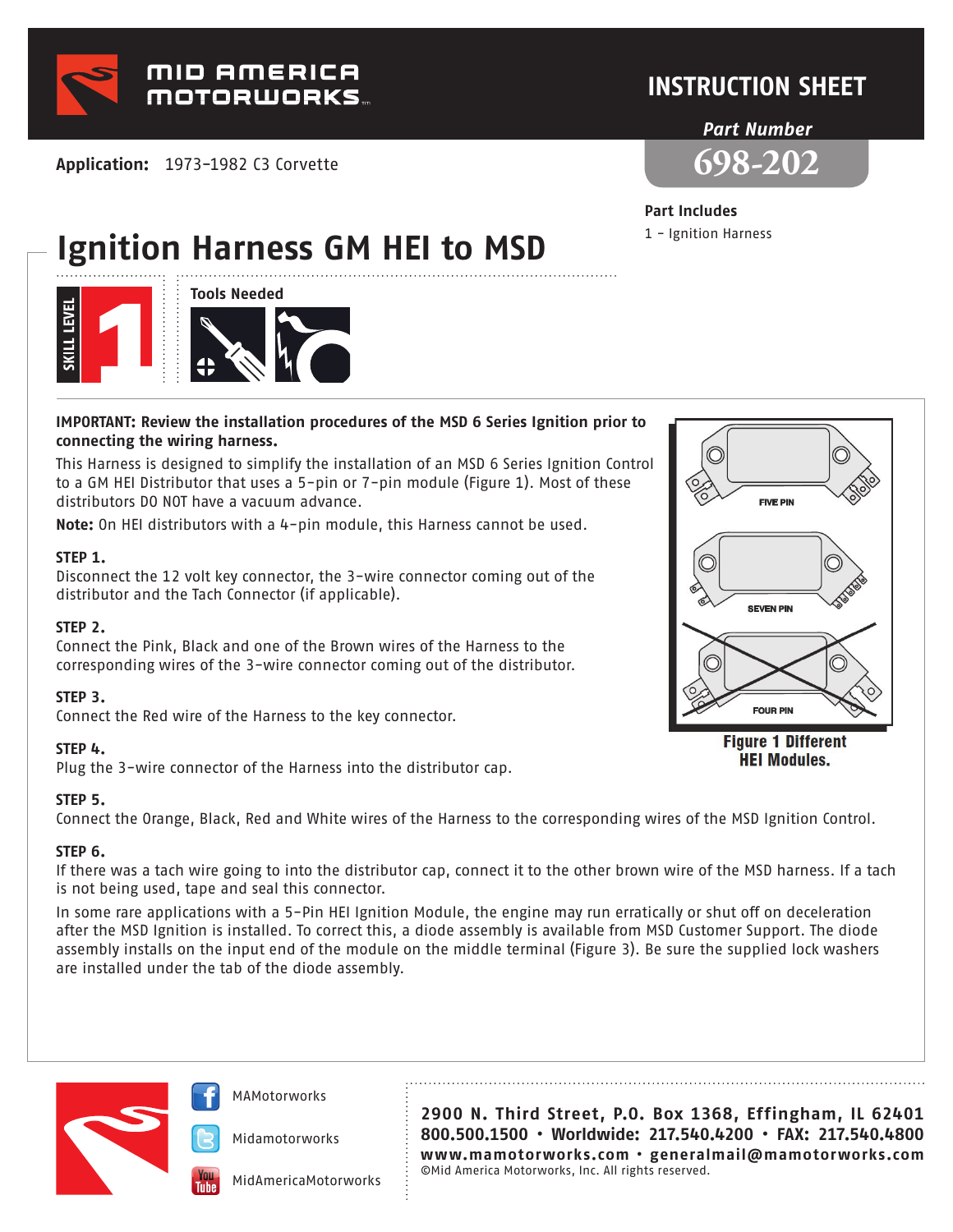MID AMERICA MOTORWORKS

# INSTRUCTION SHEET

*Part Number*

**698-202**

**Application:** 1973-1982 C3 Corvette

**Part Includes**

1 - Ignition Harness

# Ignition Harness GM HEI to MSD

SKILL LEVEL 1

**Tools Needed**

**IMPORTANT: Review the installation procedures of the MSD 6 Series Ignition prior to connecting the wiring harness.**

This Harness is designed to simplify the installation of an MSD 6 Series Ignition Control to a GM HEI Distributor that uses a 5-pin or 7-pin module (Figure 1). Most of these distributors DO NOT have a vacuum advance.

**Note:** On HEI distributors with a 4-pin module, this Harness cannot be used.

FIVE PIN

SEVEN PIN

FOUR PIN

**Figure 1 Different HEI Modules.**

**STEP 1.**

Disconnect the 12 volt key connector, the 3-wire connector coming out of the distributor and the Tach Connector (if applicable).

**STEP 2.**

Connect the Pink, Black and one of the Brown wires of the Harness to the corresponding wires of the 3-wire connector coming out of the distributor.

**STEP 3.**

Connect the Red wire of the Harness to the key connector.

**STEP 4.**

Plug the 3-wire connector of the Harness into the distributor cap.

**STEP 5.**

Connect the Orange, Black, Red and White wires of the Harness to the corresponding wires of the MSD Ignition Control.

**STEP 6.**

If there was a tach wire going to into the distributor cap, connect it to the other brown wire of the MSD harness. If a tach is not being used, tape and seal this connector.

In some rare applications with a 5-Pin HEI Ignition Module, the engine may run erratically or shut off on deceleration after the MSD Ignition is installed. To correct this, a diode assembly is available from MSD Customer Support. The diode assembly installs on the input end of the module on the middle terminal (Figure 3). Be sure the supplied lock washers are installed under the tab of the diode assembly.

MAMotorworks

Midamotorworks

MidAmericaMotorworks

**2900 N. Third Street, P.O. Box 1368, Effingham, IL 62401**
**800.500.1500 • Worldwide: 217.540.4200 • FAX: 217.540.4800**
**www.mamotorworks.com • generalmail@mamotorworks.com**
©Mid America Motorworks, Inc. All rights reserved.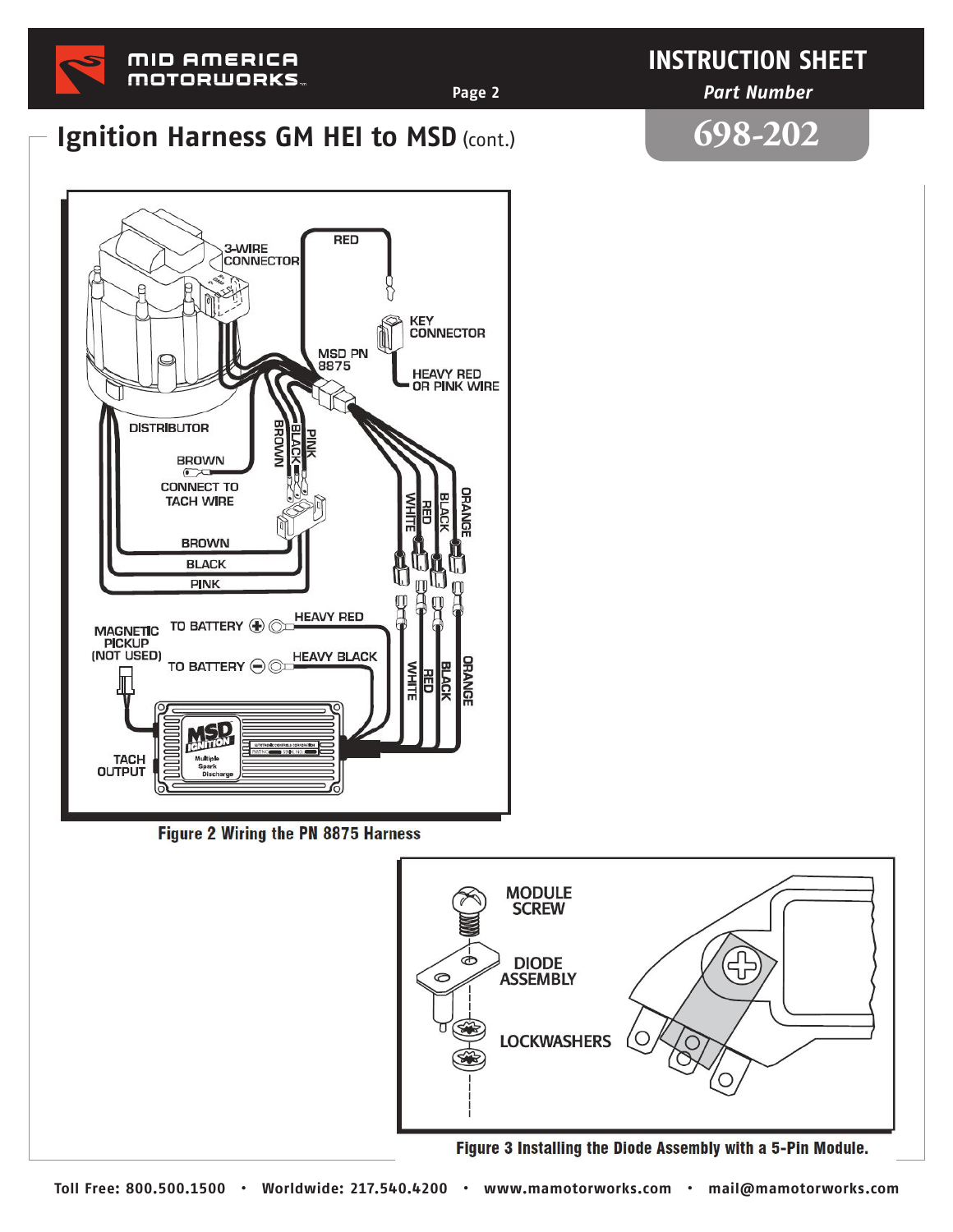# Ignition Harness GM HEI to MSD (cont.)

**Part Number 698-202**

RED

3-WIRE CONNECTOR

KEY CONNECTOR

MSD PN 8875

HEAVY RED OR PINK WIRE

DISTRIBUTOR

BROWN

BLACK

PINK

BROWN

CONNECT TO TACH WIRE

BROWN

BLACK

PINK

WHITE

RED

BLACK

ORANGE

MAGNETIC PICKUP (NOT USED)

TO BATTERY +

HEAVY RED

TO BATTERY −

HEAVY BLACK

WHITE

RED

BLACK

ORANGE

TACH OUTPUT

**Figure 2 Wiring the PN 8875 Harness**

MODULE SCREW

DIODE ASSEMBLY

LOCKWASHERS

**Figure 3 Installing the Diode Assembly with a 5-Pin Module.**